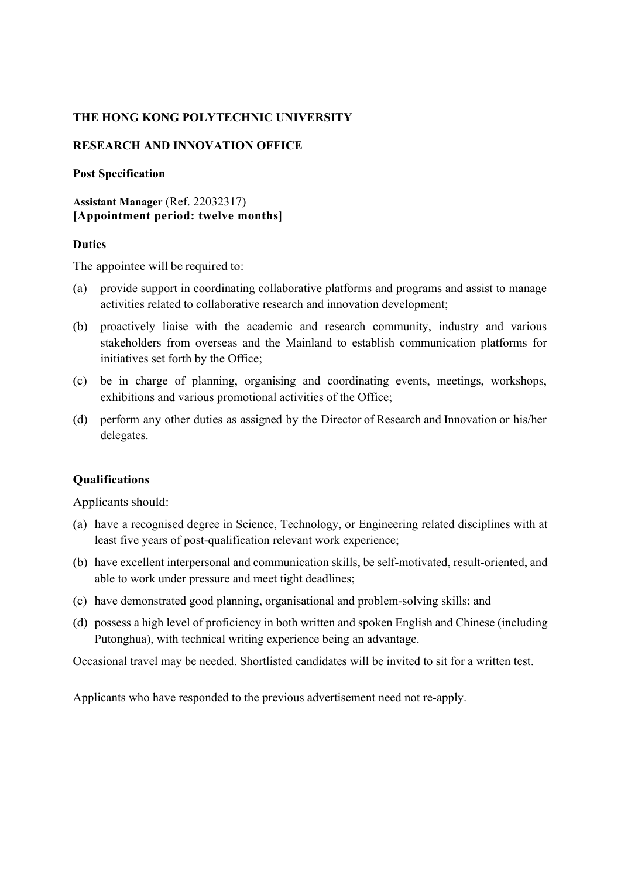**THE HONG KONG POLYTECHNIC UNIVERSITY**

**RESEARCH AND INNOVATION OFFICE**

**Post Specification**

**Assistant Manager** (Ref. 22032317)
**[Appointment period: twelve months]**

**Duties**

The appointee will be required to:

(a) provide support in coordinating collaborative platforms and programs and assist to manage activities related to collaborative research and innovation development;

(b) proactively liaise with the academic and research community, industry and various stakeholders from overseas and the Mainland to establish communication platforms for initiatives set forth by the Office;

(c) be in charge of planning, organising and coordinating events, meetings, workshops, exhibitions and various promotional activities of the Office;

(d) perform any other duties as assigned by the Director of Research and Innovation or his/her delegates.

**Qualifications**

Applicants should:

(a) have a recognised degree in Science, Technology, or Engineering related disciplines with at least five years of post-qualification relevant work experience;

(b) have excellent interpersonal and communication skills, be self-motivated, result-oriented, and able to work under pressure and meet tight deadlines;

(c) have demonstrated good planning, organisational and problem-solving skills; and

(d) possess a high level of proficiency in both written and spoken English and Chinese (including Putonghua), with technical writing experience being an advantage.

Occasional travel may be needed. Shortlisted candidates will be invited to sit for a written test.

Applicants who have responded to the previous advertisement need not re-apply.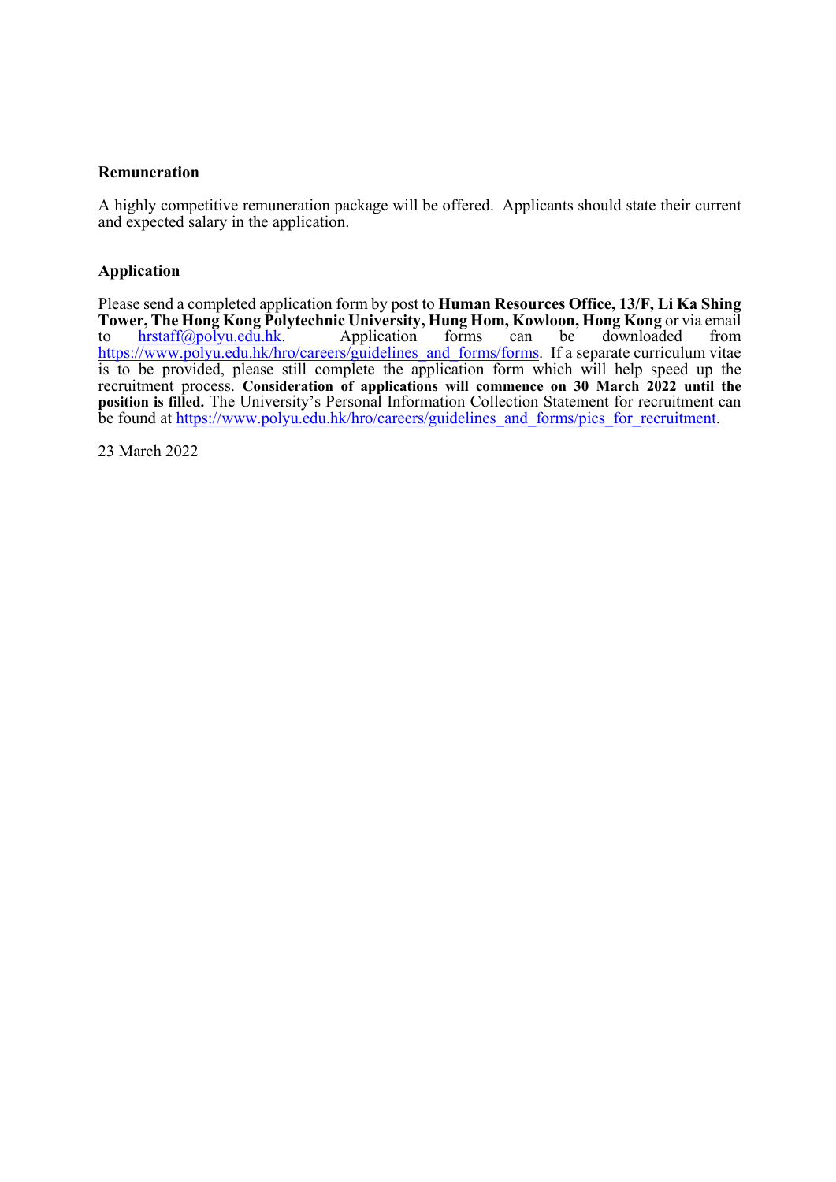**Remuneration**

A highly competitive remuneration package will be offered. Applicants should state their current and expected salary in the application.

**Application**

Please send a completed application form by post to **Human Resources Office, 13/F, Li Ka Shing Tower, The Hong Kong Polytechnic University, Hung Hom, Kowloon, Hong Kong** or via email to hrstaff@polyu.edu.hk. Application forms can be downloaded from https://www.polyu.edu.hk/hro/careers/guidelines_and_forms/forms. If a separate curriculum vitae is to be provided, please still complete the application form which will help speed up the recruitment process. **Consideration of applications will commence on 30 March 2022 until the position is filled.** The University's Personal Information Collection Statement for recruitment can be found at https://www.polyu.edu.hk/hro/careers/guidelines_and_forms/pics_for_recruitment.

23 March 2022